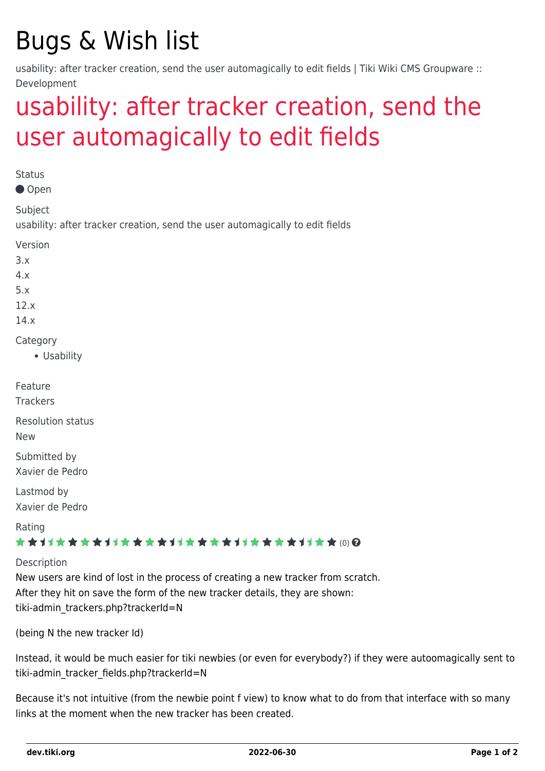# Bugs & Wish list

usability: after tracker creation, send the user automagically to edit fields | Tiki Wiki CMS Groupware :: Development

## usability: after tracker creation, send the user automagically to edit fields

Status

Open

Subject

usability: after tracker creation, send the user automagically to edit fields

Version

3.x
4.x
5.x
12.x
14.x

Category

- Usability

Feature

Trackers

Resolution status

New

Submitted by

Xavier de Pedro

Lastmod by

Xavier de Pedro

Rating

(0)

Description

New users are kind of lost in the process of creating a new tracker from scratch.
After they hit on save the form of the new tracker details, they are shown:
tiki-admin_trackers.php?trackerId=N

(being N the new tracker Id)

Instead, it would be much easier for tiki newbies (or even for everybody?) if they were autoomagically sent to tiki-admin_tracker_fields.php?trackerId=N

Because it's not intuitive (from the newbie point f view) to know what to do from that interface with so many links at the moment when the new tracker has been created.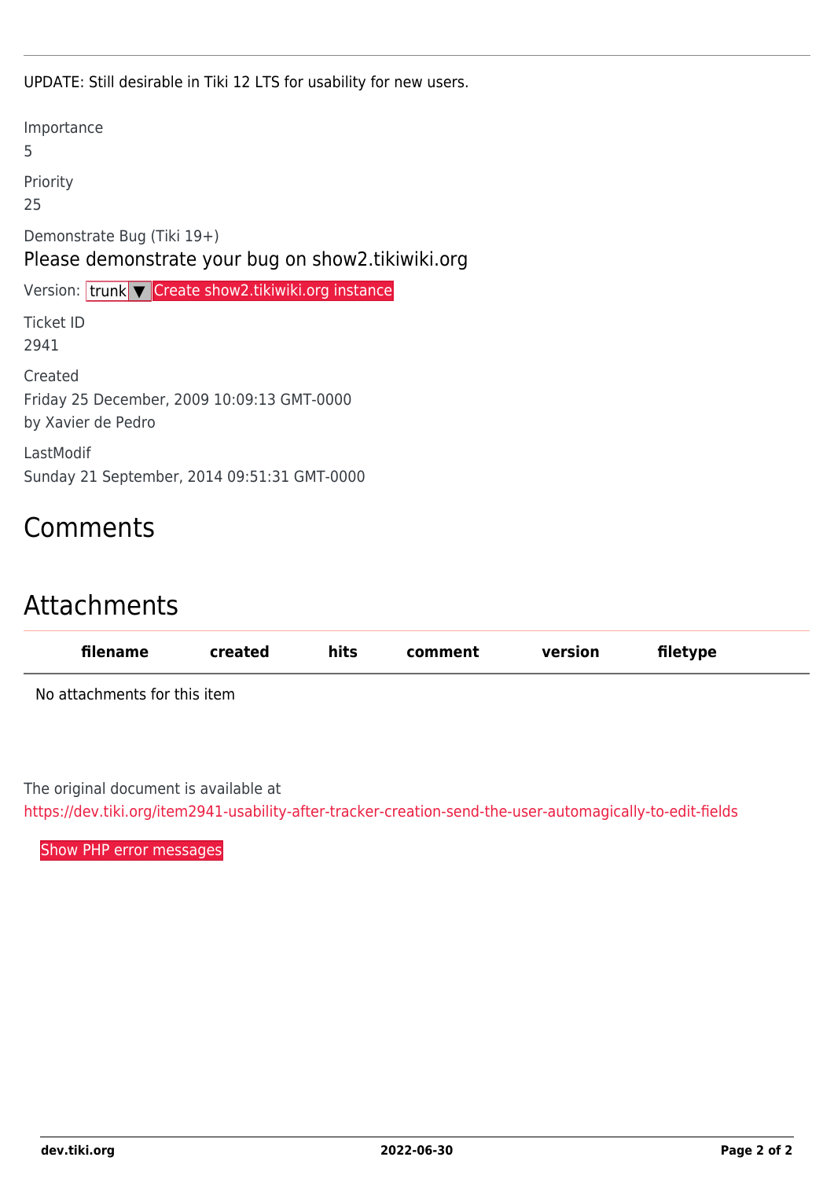UPDATE: Still desirable in Tiki 12 LTS for usability for new users.

Importance

5

Priority

25

Demonstrate Bug (Tiki 19+)

Please demonstrate your bug on show2.tikiwiki.org

Version: trunk ▼ Create show2.tikiwiki.org instance

Ticket ID

2941

Created

Friday 25 December, 2009 10:09:13 GMT-0000
by Xavier de Pedro

LastModif

Sunday 21 September, 2014 09:51:31 GMT-0000

## Comments

## Attachments

| filename | created | hits | comment | version | filetype |
|---|---|---|---|---|---|
| No attachments for this item | | | | | |

The original document is available at
https://dev.tiki.org/item2941-usability-after-tracker-creation-send-the-user-automagically-to-edit-fields

Show PHP error messages